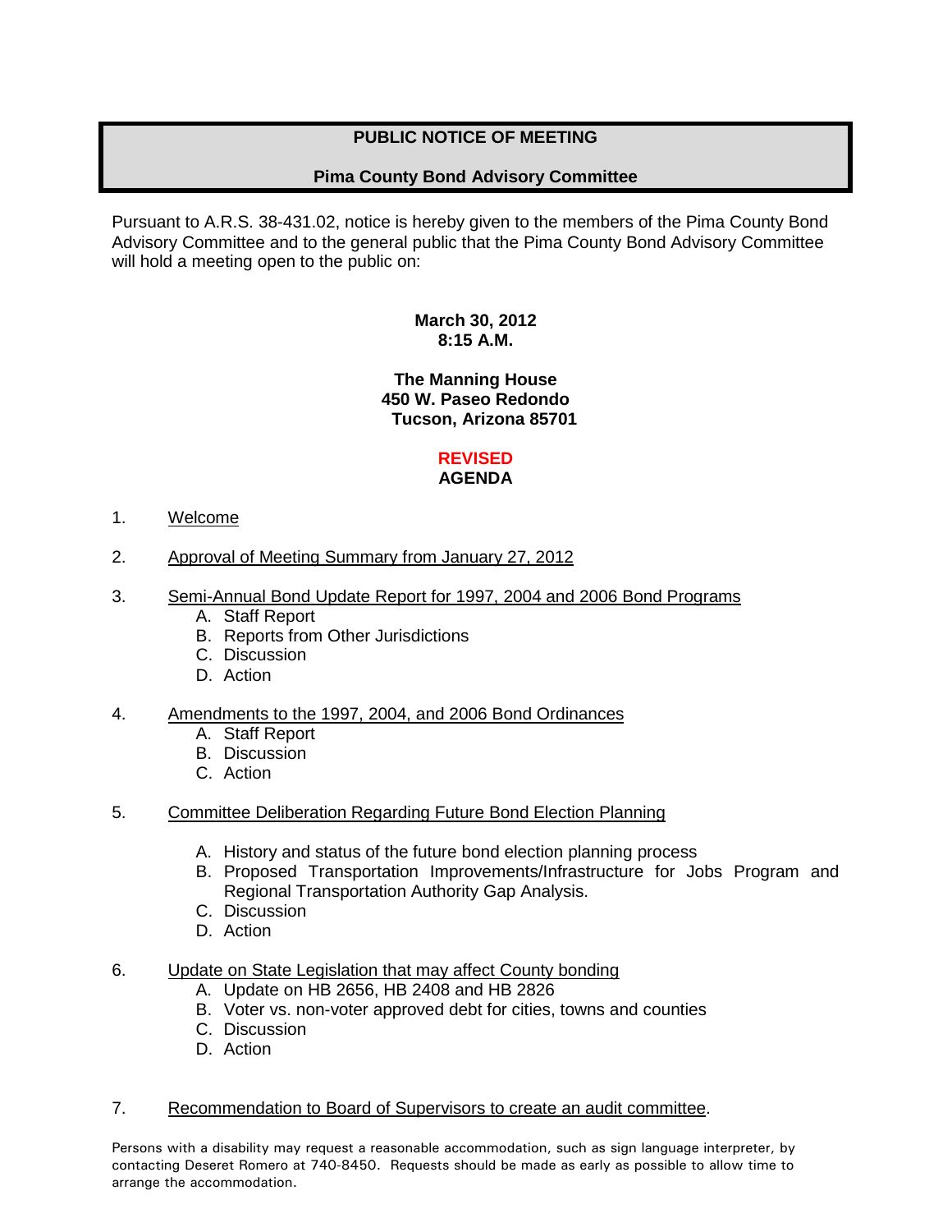# PUBLIC NOTICE OF MEETING

## Pima County Bond Advisory Committee

Pursuant to A.R.S. 38-431.02, notice is hereby given to the members of the Pima County Bond Advisory Committee and to the general public that the Pima County Bond Advisory Committee will hold a meeting open to the public on:

**March 30, 2012**
**8:15 A.M.**

**The Manning House**
**450 W. Paseo Redondo**
**Tucson, Arizona 85701**

**REVISED**
**AGENDA**

1. Welcome

2. Approval of Meeting Summary from January 27, 2012

3. Semi-Annual Bond Update Report for 1997, 2004 and 2006 Bond Programs
   - A. Staff Report
   - B. Reports from Other Jurisdictions
   - C. Discussion
   - D. Action

4. Amendments to the 1997, 2004, and 2006 Bond Ordinances
   - A. Staff Report
   - B. Discussion
   - C. Action

5. Committee Deliberation Regarding Future Bond Election Planning
   - A. History and status of the future bond election planning process
   - B. Proposed Transportation Improvements/Infrastructure for Jobs Program and Regional Transportation Authority Gap Analysis.
   - C. Discussion
   - D. Action

6. Update on State Legislation that may affect County bonding
   - A. Update on HB 2656, HB 2408 and HB 2826
   - B. Voter vs. non-voter approved debt for cities, towns and counties
   - C. Discussion
   - D. Action

7. Recommendation to Board of Supervisors to create an audit committee.

Persons with a disability may request a reasonable accommodation, such as sign language interpreter, by contacting Deseret Romero at 740-8450. Requests should be made as early as possible to allow time to arrange the accommodation.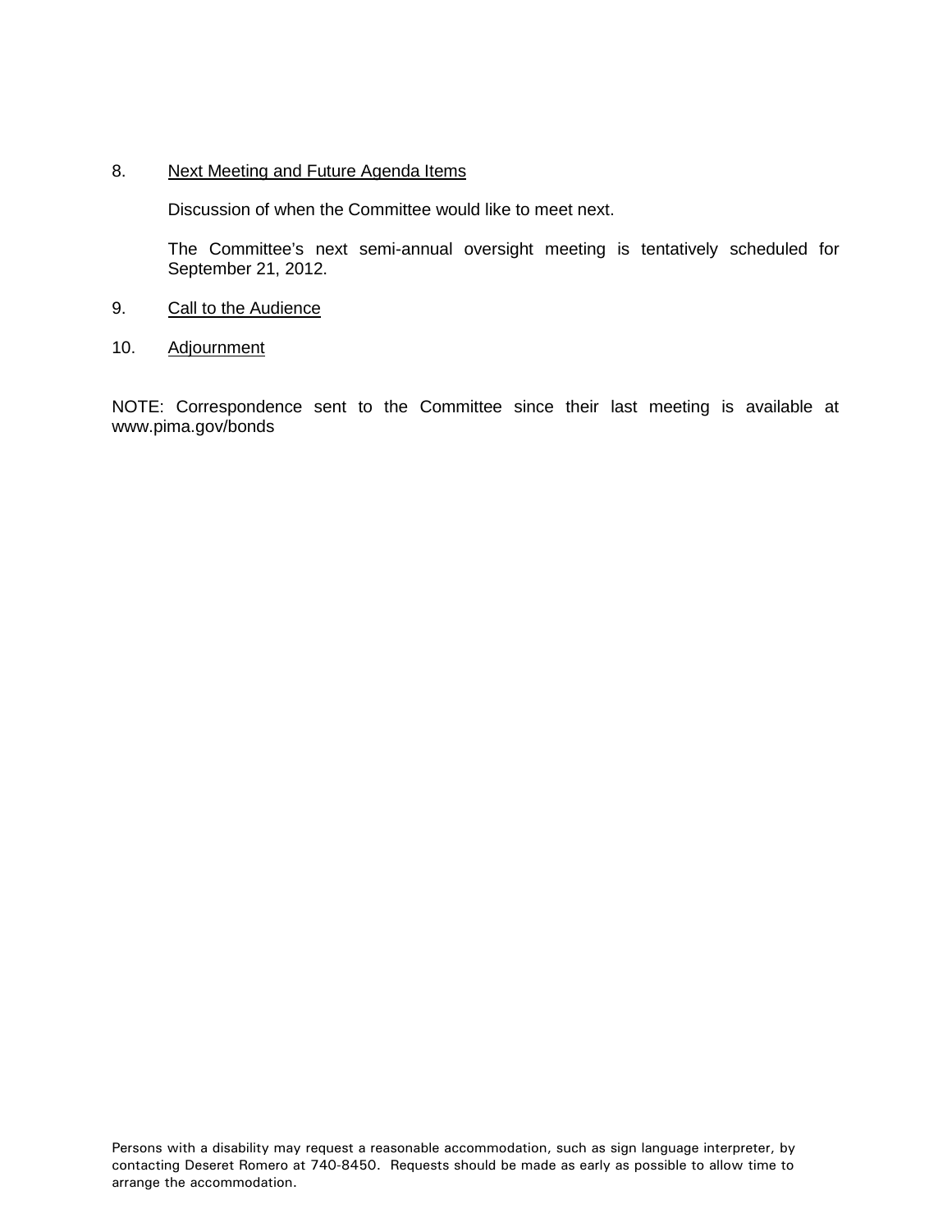8. Next Meeting and Future Agenda Items

   Discussion of when the Committee would like to meet next.

   The Committee's next semi-annual oversight meeting is tentatively scheduled for September 21, 2012.

9. Call to the Audience

10. Adjournment

NOTE: Correspondence sent to the Committee since their last meeting is available at www.pima.gov/bonds

Persons with a disability may request a reasonable accommodation, such as sign language interpreter, by contacting Deseret Romero at 740-8450. Requests should be made as early as possible to allow time to arrange the accommodation.